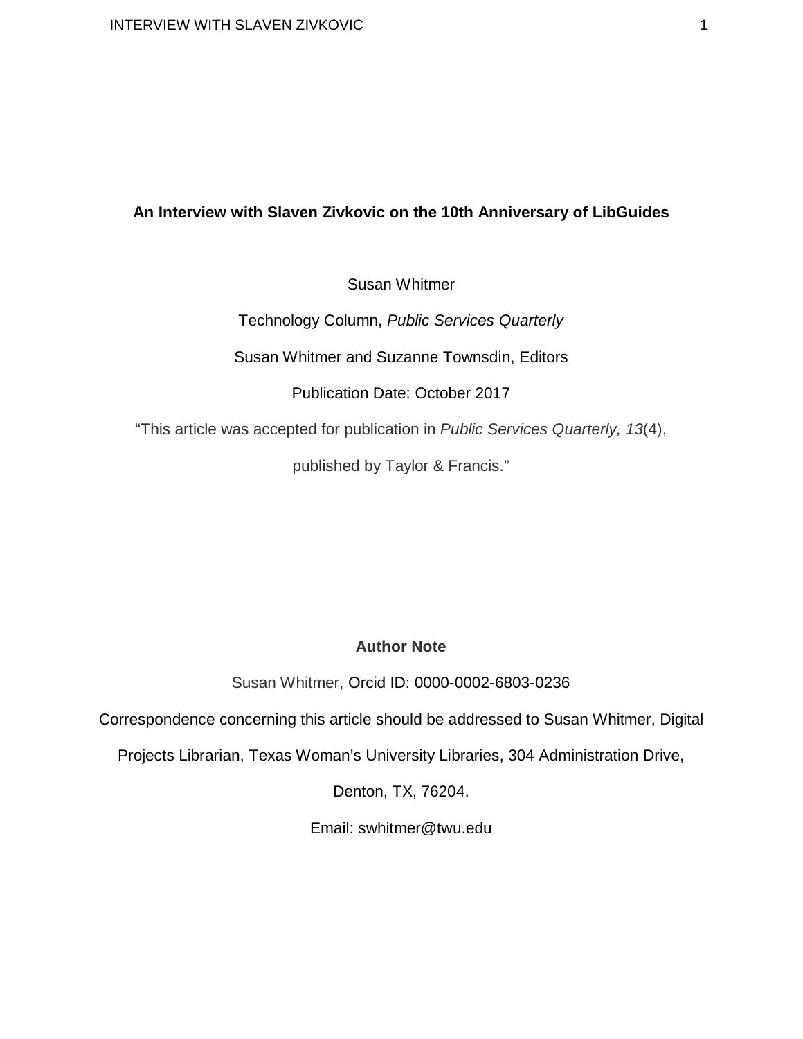# An Interview with Slaven Zivkovic on the 10th Anniversary of LibGuides

Susan Whitmer

Technology Column, *Public Services Quarterly*

Susan Whitmer and Suzanne Townsdin, Editors

Publication Date: October 2017

"This article was accepted for publication in *Public Services Quarterly, 13*(4), published by Taylor & Francis."

**Author Note**

Susan Whitmer, Orcid ID: 0000-0002-6803-0236

Correspondence concerning this article should be addressed to Susan Whitmer, Digital Projects Librarian, Texas Woman's University Libraries, 304 Administration Drive, Denton, TX, 76204.

Email: swhitmer@twu.edu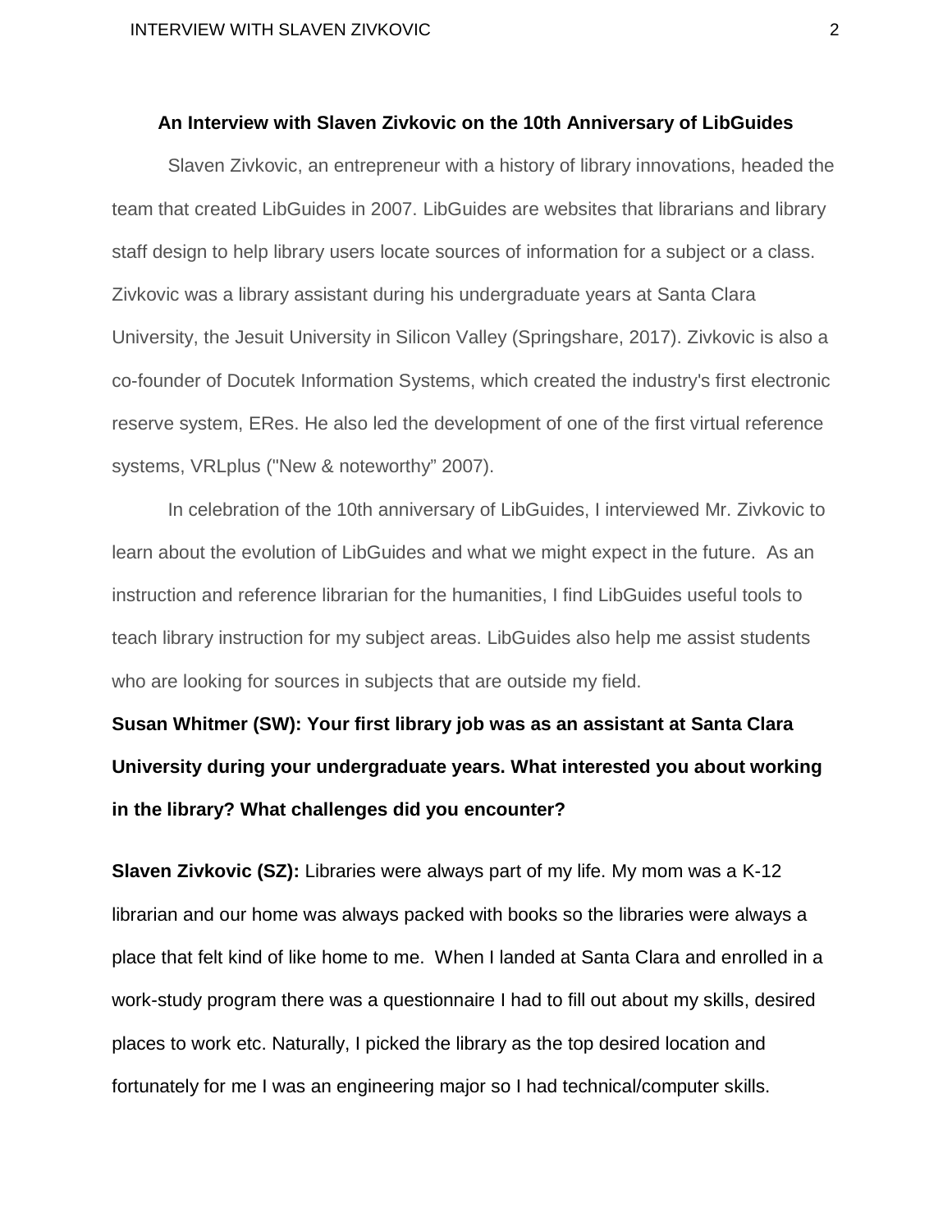### An Interview with Slaven Zivkovic on the 10th Anniversary of LibGuides

Slaven Zivkovic, an entrepreneur with a history of library innovations, headed the team that created LibGuides in 2007. LibGuides are websites that librarians and library staff design to help library users locate sources of information for a subject or a class. Zivkovic was a library assistant during his undergraduate years at Santa Clara University, the Jesuit University in Silicon Valley (Springshare, 2017). Zivkovic is also a co-founder of Docutek Information Systems, which created the industry's first electronic reserve system, ERes. He also led the development of one of the first virtual reference systems, VRLplus ("New & noteworthy" 2007).

In celebration of the 10th anniversary of LibGuides, I interviewed Mr. Zivkovic to learn about the evolution of LibGuides and what we might expect in the future. As an instruction and reference librarian for the humanities, I find LibGuides useful tools to teach library instruction for my subject areas. LibGuides also help me assist students who are looking for sources in subjects that are outside my field.

**Susan Whitmer (SW): Your first library job was as an assistant at Santa Clara University during your undergraduate years. What interested you about working in the library? What challenges did you encounter?**

**Slaven Zivkovic (SZ):** Libraries were always part of my life. My mom was a K-12 librarian and our home was always packed with books so the libraries were always a place that felt kind of like home to me. When I landed at Santa Clara and enrolled in a work-study program there was a questionnaire I had to fill out about my skills, desired places to work etc. Naturally, I picked the library as the top desired location and fortunately for me I was an engineering major so I had technical/computer skills.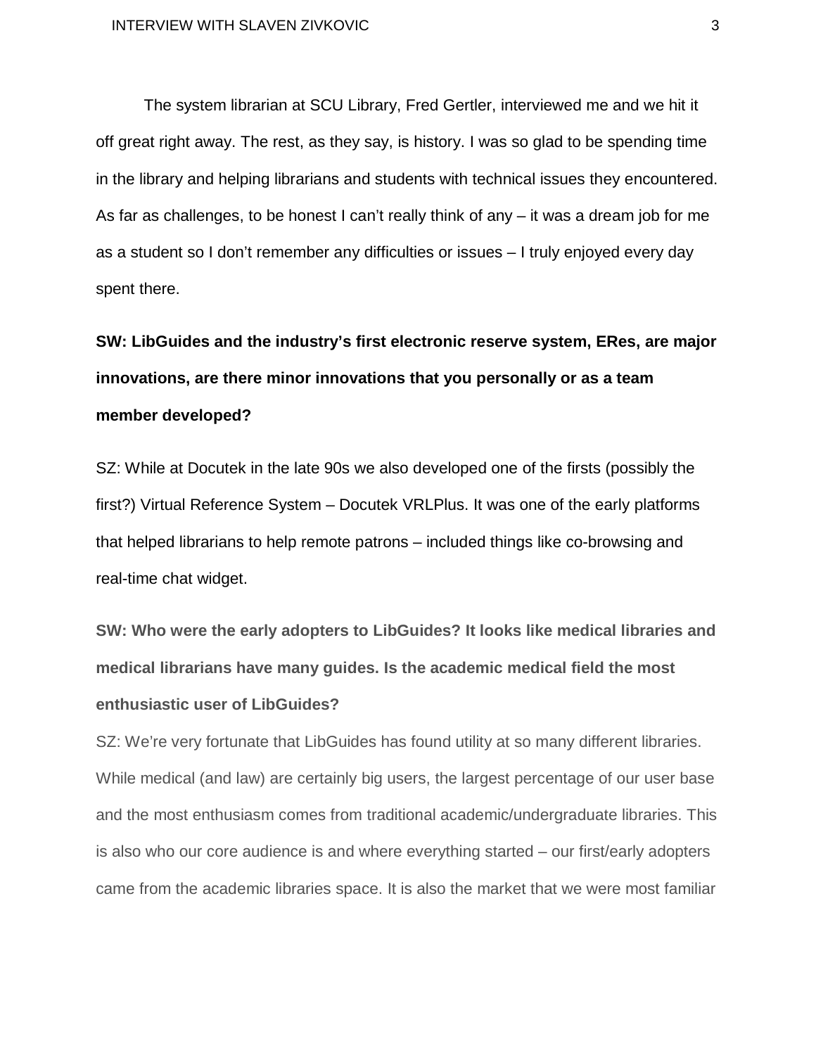The system librarian at SCU Library, Fred Gertler, interviewed me and we hit it off great right away. The rest, as they say, is history. I was so glad to be spending time in the library and helping librarians and students with technical issues they encountered. As far as challenges, to be honest I can't really think of any – it was a dream job for me as a student so I don't remember any difficulties or issues – I truly enjoyed every day spent there.

**SW: LibGuides and the industry's first electronic reserve system, ERes, are major innovations, are there minor innovations that you personally or as a team member developed?**

SZ: While at Docutek in the late 90s we also developed one of the firsts (possibly the first?) Virtual Reference System – Docutek VRLPlus. It was one of the early platforms that helped librarians to help remote patrons – included things like co-browsing and real-time chat widget.

**SW: Who were the early adopters to LibGuides? It looks like medical libraries and medical librarians have many guides. Is the academic medical field the most enthusiastic user of LibGuides?**

SZ: We're very fortunate that LibGuides has found utility at so many different libraries. While medical (and law) are certainly big users, the largest percentage of our user base and the most enthusiasm comes from traditional academic/undergraduate libraries. This is also who our core audience is and where everything started – our first/early adopters came from the academic libraries space. It is also the market that we were most familiar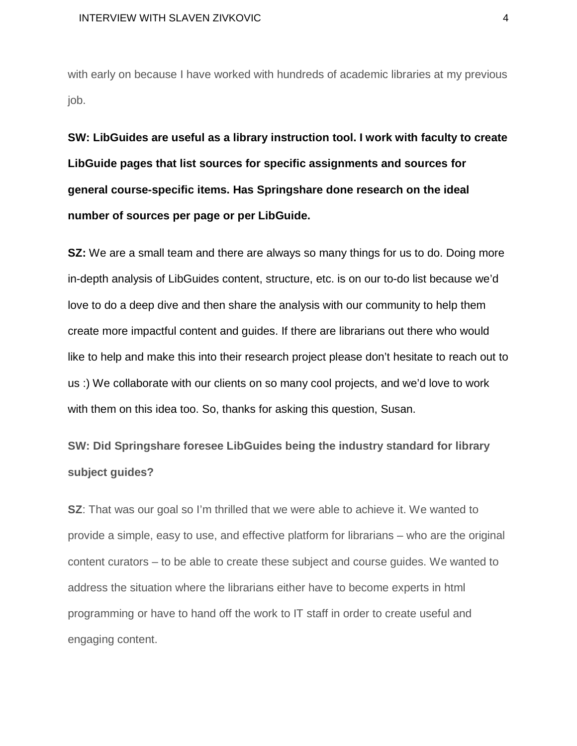with early on because I have worked with hundreds of academic libraries at my previous job.

**SW: LibGuides are useful as a library instruction tool. I work with faculty to create LibGuide pages that list sources for specific assignments and sources for general course-specific items. Has Springshare done research on the ideal number of sources per page or per LibGuide.**

**SZ:** We are a small team and there are always so many things for us to do. Doing more in-depth analysis of LibGuides content, structure, etc. is on our to-do list because we'd love to do a deep dive and then share the analysis with our community to help them create more impactful content and guides. If there are librarians out there who would like to help and make this into their research project please don't hesitate to reach out to us :) We collaborate with our clients on so many cool projects, and we'd love to work with them on this idea too. So, thanks for asking this question, Susan.

**SW: Did Springshare foresee LibGuides being the industry standard for library subject guides?**

**SZ**: That was our goal so I'm thrilled that we were able to achieve it. We wanted to provide a simple, easy to use, and effective platform for librarians – who are the original content curators – to be able to create these subject and course guides. We wanted to address the situation where the librarians either have to become experts in html programming or have to hand off the work to IT staff in order to create useful and engaging content.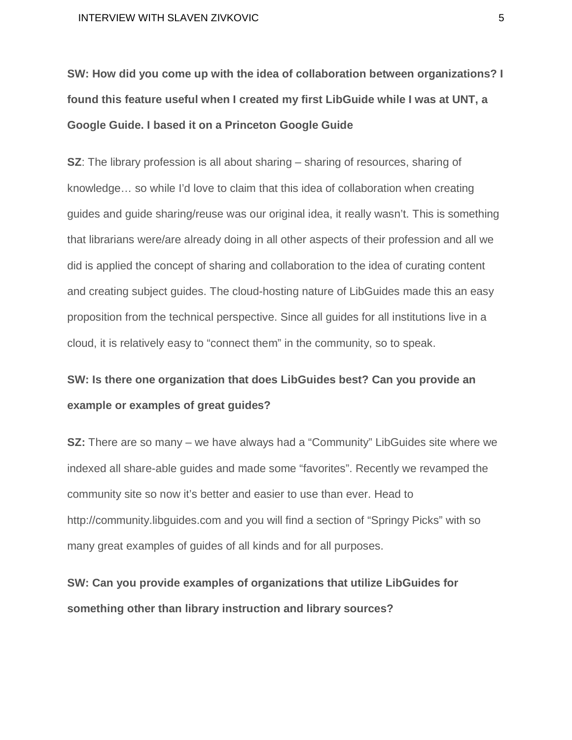**SW: How did you come up with the idea of collaboration between organizations? I found this feature useful when I created my first LibGuide while I was at UNT, a Google Guide. I based it on a Princeton Google Guide**

**SZ**: The library profession is all about sharing – sharing of resources, sharing of knowledge… so while I'd love to claim that this idea of collaboration when creating guides and guide sharing/reuse was our original idea, it really wasn't. This is something that librarians were/are already doing in all other aspects of their profession and all we did is applied the concept of sharing and collaboration to the idea of curating content and creating subject guides. The cloud-hosting nature of LibGuides made this an easy proposition from the technical perspective. Since all guides for all institutions live in a cloud, it is relatively easy to "connect them" in the community, so to speak.

**SW: Is there one organization that does LibGuides best? Can you provide an example or examples of great guides?**

**SZ:** There are so many – we have always had a "Community" LibGuides site where we indexed all share-able guides and made some "favorites". Recently we revamped the community site so now it's better and easier to use than ever. Head to http://community.libguides.com and you will find a section of "Springy Picks" with so many great examples of guides of all kinds and for all purposes.

**SW: Can you provide examples of organizations that utilize LibGuides for something other than library instruction and library sources?**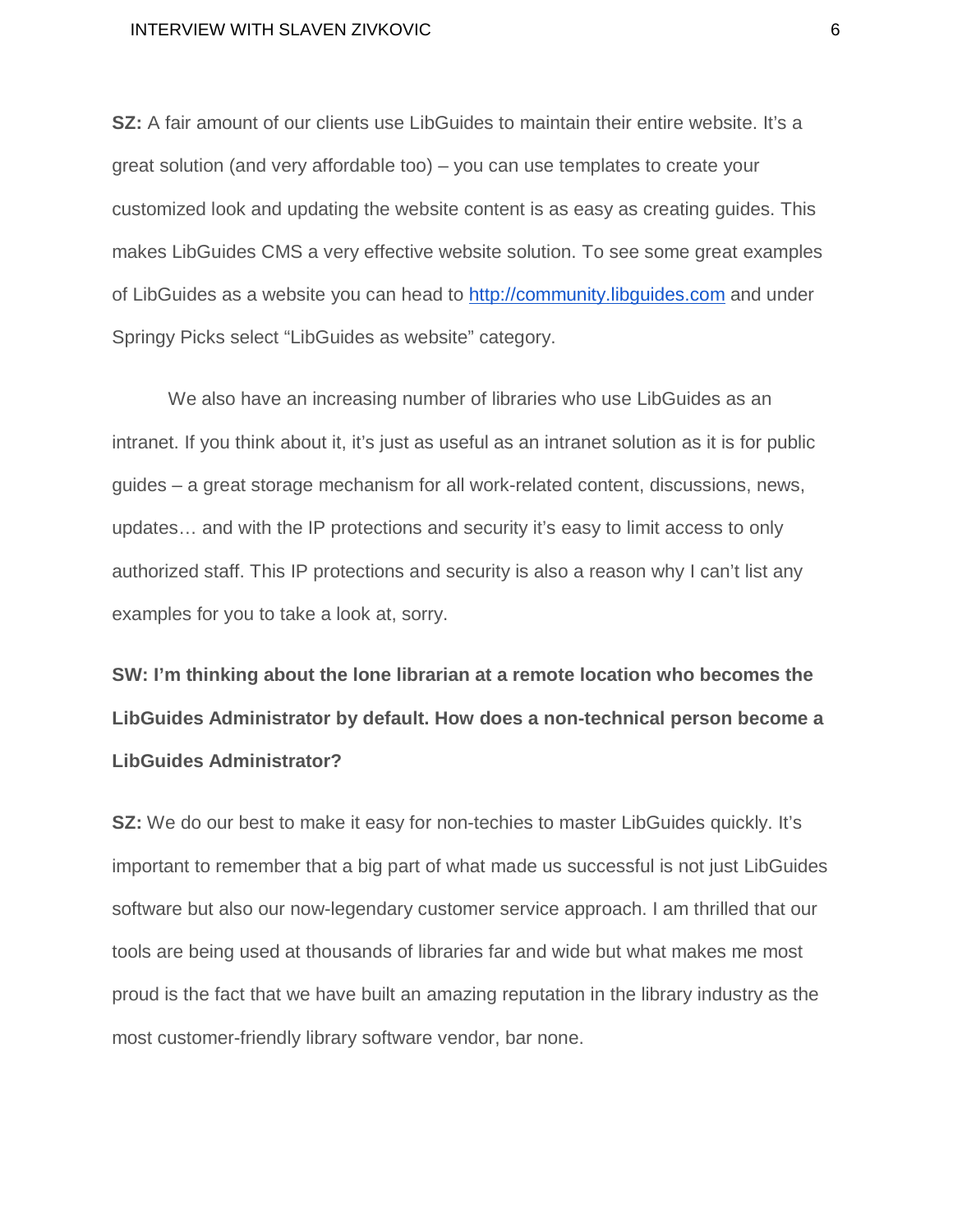**SZ:** A fair amount of our clients use LibGuides to maintain their entire website. It's a great solution (and very affordable too) – you can use templates to create your customized look and updating the website content is as easy as creating guides. This makes LibGuides CMS a very effective website solution. To see some great examples of LibGuides as a website you can head to [http://community.libguides.com](http://community.libguides.com) and under Springy Picks select "LibGuides as website" category.

We also have an increasing number of libraries who use LibGuides as an intranet. If you think about it, it's just as useful as an intranet solution as it is for public guides – a great storage mechanism for all work-related content, discussions, news, updates… and with the IP protections and security it's easy to limit access to only authorized staff. This IP protections and security is also a reason why I can't list any examples for you to take a look at, sorry.

**SW: I'm thinking about the lone librarian at a remote location who becomes the LibGuides Administrator by default. How does a non-technical person become a LibGuides Administrator?**

**SZ:** We do our best to make it easy for non-techies to master LibGuides quickly. It's important to remember that a big part of what made us successful is not just LibGuides software but also our now-legendary customer service approach. I am thrilled that our tools are being used at thousands of libraries far and wide but what makes me most proud is the fact that we have built an amazing reputation in the library industry as the most customer-friendly library software vendor, bar none.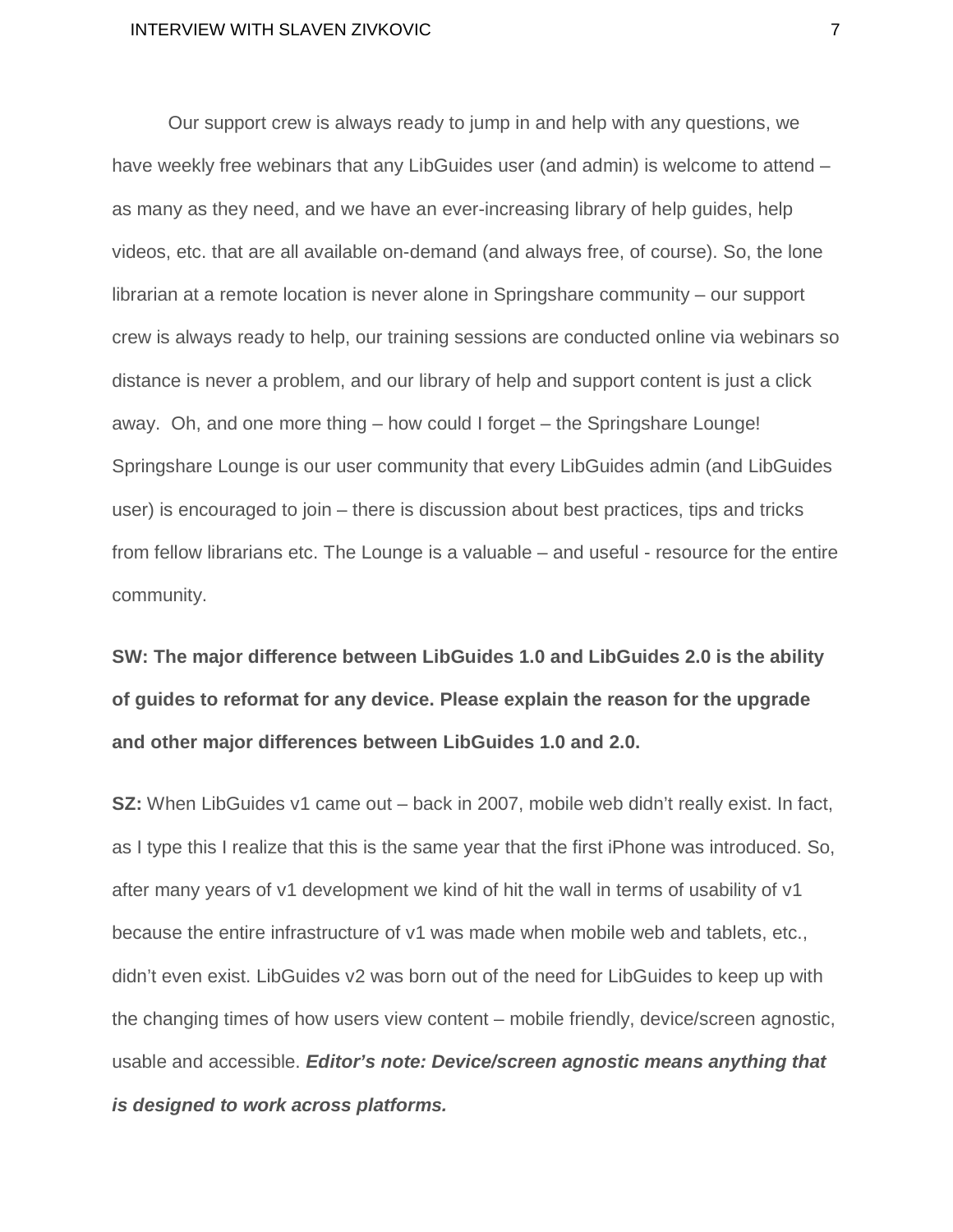Our support crew is always ready to jump in and help with any questions, we have weekly free webinars that any LibGuides user (and admin) is welcome to attend – as many as they need, and we have an ever-increasing library of help guides, help videos, etc. that are all available on-demand (and always free, of course). So, the lone librarian at a remote location is never alone in Springshare community – our support crew is always ready to help, our training sessions are conducted online via webinars so distance is never a problem, and our library of help and support content is just a click away. Oh, and one more thing – how could I forget – the Springshare Lounge! Springshare Lounge is our user community that every LibGuides admin (and LibGuides user) is encouraged to join – there is discussion about best practices, tips and tricks from fellow librarians etc. The Lounge is a valuable – and useful - resource for the entire community.

**SW: The major difference between LibGuides 1.0 and LibGuides 2.0 is the ability of guides to reformat for any device. Please explain the reason for the upgrade and other major differences between LibGuides 1.0 and 2.0.**

**SZ:** When LibGuides v1 came out – back in 2007, mobile web didn't really exist. In fact, as I type this I realize that this is the same year that the first iPhone was introduced. So, after many years of v1 development we kind of hit the wall in terms of usability of v1 because the entire infrastructure of v1 was made when mobile web and tablets, etc., didn't even exist. LibGuides v2 was born out of the need for LibGuides to keep up with the changing times of how users view content – mobile friendly, device/screen agnostic, usable and accessible. ***Editor's note: Device/screen agnostic means anything that is designed to work across platforms.***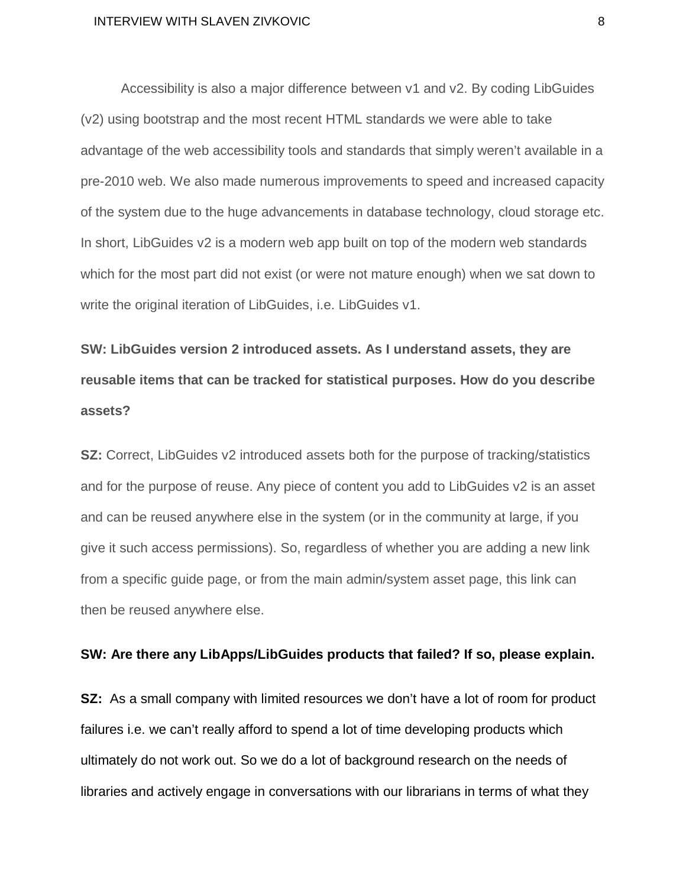Accessibility is also a major difference between v1 and v2. By coding LibGuides (v2) using bootstrap and the most recent HTML standards we were able to take advantage of the web accessibility tools and standards that simply weren't available in a pre-2010 web. We also made numerous improvements to speed and increased capacity of the system due to the huge advancements in database technology, cloud storage etc. In short, LibGuides v2 is a modern web app built on top of the modern web standards which for the most part did not exist (or were not mature enough) when we sat down to write the original iteration of LibGuides, i.e. LibGuides v1.

**SW: LibGuides version 2 introduced assets. As I understand assets, they are reusable items that can be tracked for statistical purposes. How do you describe assets?**

**SZ:** Correct, LibGuides v2 introduced assets both for the purpose of tracking/statistics and for the purpose of reuse. Any piece of content you add to LibGuides v2 is an asset and can be reused anywhere else in the system (or in the community at large, if you give it such access permissions). So, regardless of whether you are adding a new link from a specific guide page, or from the main admin/system asset page, this link can then be reused anywhere else.

**SW: Are there any LibApps/LibGuides products that failed? If so, please explain.**

**SZ:** As a small company with limited resources we don't have a lot of room for product failures i.e. we can't really afford to spend a lot of time developing products which ultimately do not work out. So we do a lot of background research on the needs of libraries and actively engage in conversations with our librarians in terms of what they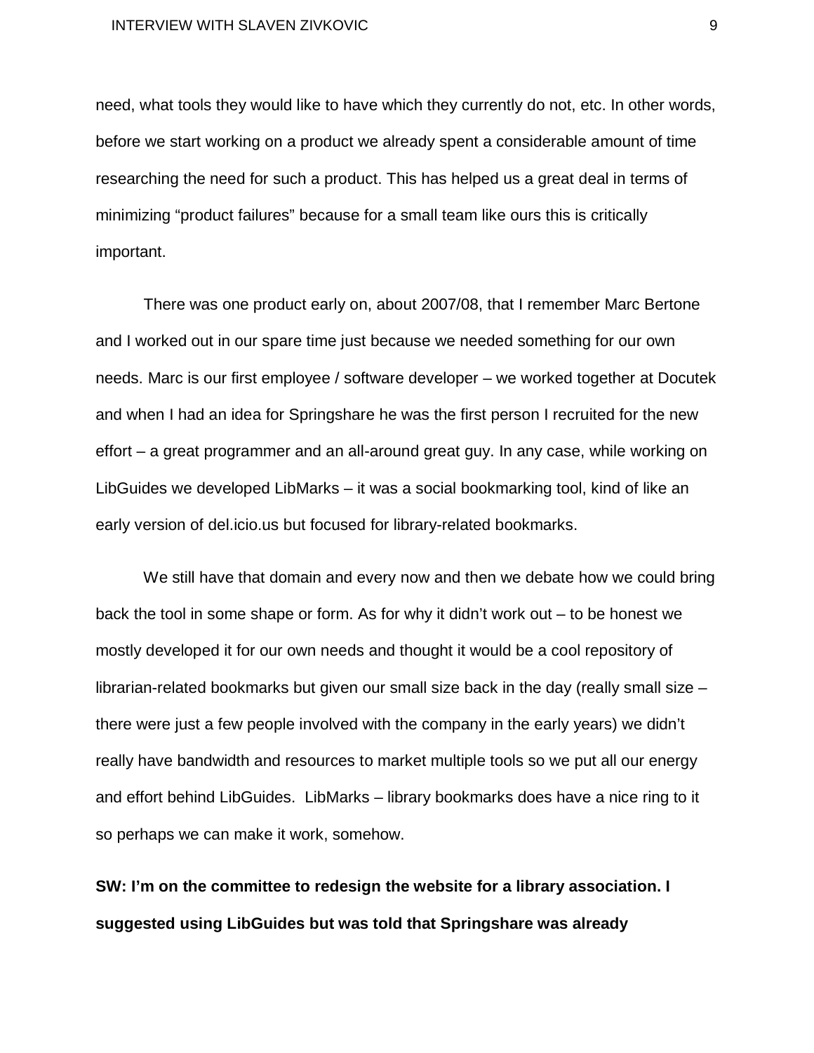need, what tools they would like to have which they currently do not, etc. In other words, before we start working on a product we already spent a considerable amount of time researching the need for such a product. This has helped us a great deal in terms of minimizing "product failures" because for a small team like ours this is critically important.

There was one product early on, about 2007/08, that I remember Marc Bertone and I worked out in our spare time just because we needed something for our own needs. Marc is our first employee / software developer – we worked together at Docutek and when I had an idea for Springshare he was the first person I recruited for the new effort – a great programmer and an all-around great guy. In any case, while working on LibGuides we developed LibMarks – it was a social bookmarking tool, kind of like an early version of del.icio.us but focused for library-related bookmarks.

We still have that domain and every now and then we debate how we could bring back the tool in some shape or form. As for why it didn't work out – to be honest we mostly developed it for our own needs and thought it would be a cool repository of librarian-related bookmarks but given our small size back in the day (really small size – there were just a few people involved with the company in the early years) we didn't really have bandwidth and resources to market multiple tools so we put all our energy and effort behind LibGuides. LibMarks – library bookmarks does have a nice ring to it so perhaps we can make it work, somehow.

**SW: I'm on the committee to redesign the website for a library association. I suggested using LibGuides but was told that Springshare was already**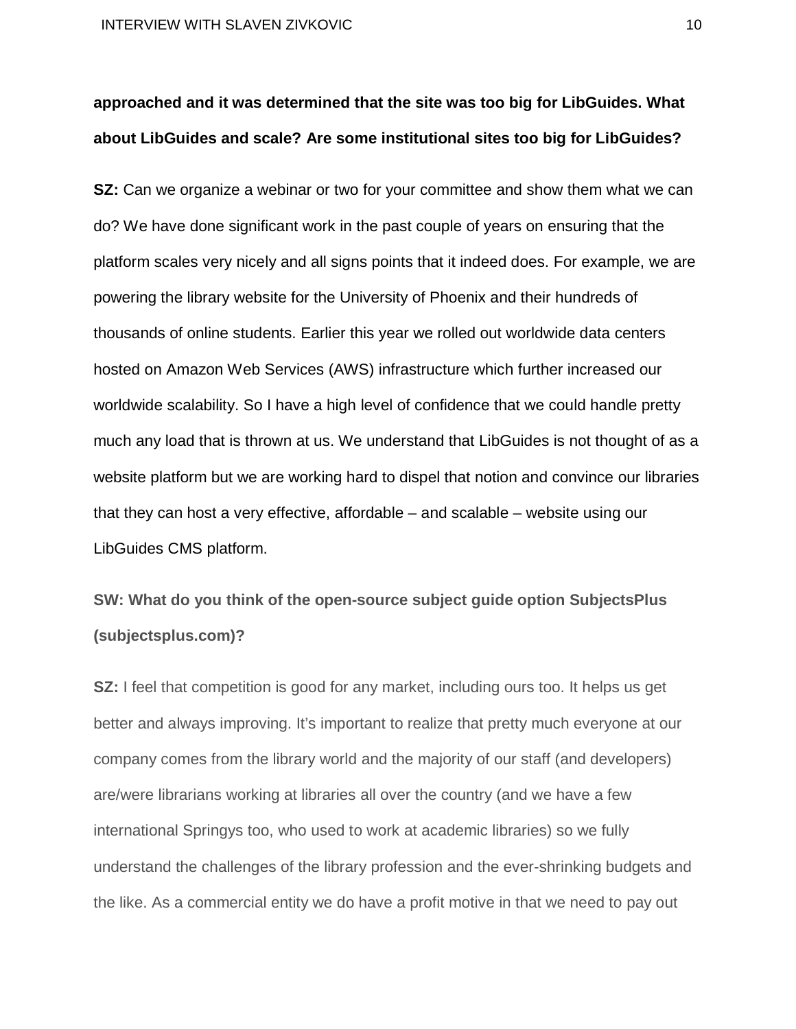**approached and it was determined that the site was too big for LibGuides. What about LibGuides and scale? Are some institutional sites too big for LibGuides?**

**SZ:** Can we organize a webinar or two for your committee and show them what we can do? We have done significant work in the past couple of years on ensuring that the platform scales very nicely and all signs points that it indeed does. For example, we are powering the library website for the University of Phoenix and their hundreds of thousands of online students. Earlier this year we rolled out worldwide data centers hosted on Amazon Web Services (AWS) infrastructure which further increased our worldwide scalability. So I have a high level of confidence that we could handle pretty much any load that is thrown at us. We understand that LibGuides is not thought of as a website platform but we are working hard to dispel that notion and convince our libraries that they can host a very effective, affordable – and scalable – website using our LibGuides CMS platform.

**SW: What do you think of the open-source subject guide option SubjectsPlus (subjectsplus.com)?**

**SZ:** I feel that competition is good for any market, including ours too. It helps us get better and always improving. It's important to realize that pretty much everyone at our company comes from the library world and the majority of our staff (and developers) are/were librarians working at libraries all over the country (and we have a few international Springys too, who used to work at academic libraries) so we fully understand the challenges of the library profession and the ever-shrinking budgets and the like. As a commercial entity we do have a profit motive in that we need to pay out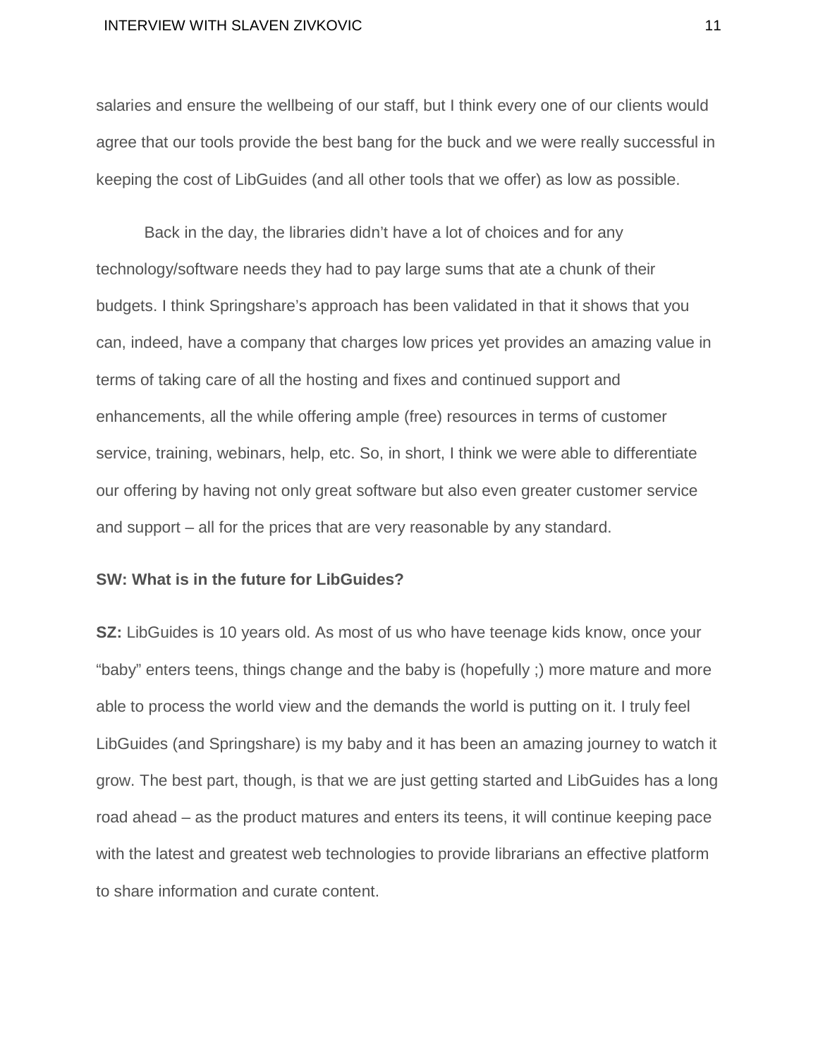salaries and ensure the wellbeing of our staff, but I think every one of our clients would agree that our tools provide the best bang for the buck and we were really successful in keeping the cost of LibGuides (and all other tools that we offer) as low as possible.

Back in the day, the libraries didn't have a lot of choices and for any technology/software needs they had to pay large sums that ate a chunk of their budgets. I think Springshare's approach has been validated in that it shows that you can, indeed, have a company that charges low prices yet provides an amazing value in terms of taking care of all the hosting and fixes and continued support and enhancements, all the while offering ample (free) resources in terms of customer service, training, webinars, help, etc. So, in short, I think we were able to differentiate our offering by having not only great software but also even greater customer service and support – all for the prices that are very reasonable by any standard.

**SW: What is in the future for LibGuides?**

**SZ:** LibGuides is 10 years old. As most of us who have teenage kids know, once your "baby" enters teens, things change and the baby is (hopefully ;) more mature and more able to process the world view and the demands the world is putting on it. I truly feel LibGuides (and Springshare) is my baby and it has been an amazing journey to watch it grow. The best part, though, is that we are just getting started and LibGuides has a long road ahead – as the product matures and enters its teens, it will continue keeping pace with the latest and greatest web technologies to provide librarians an effective platform to share information and curate content.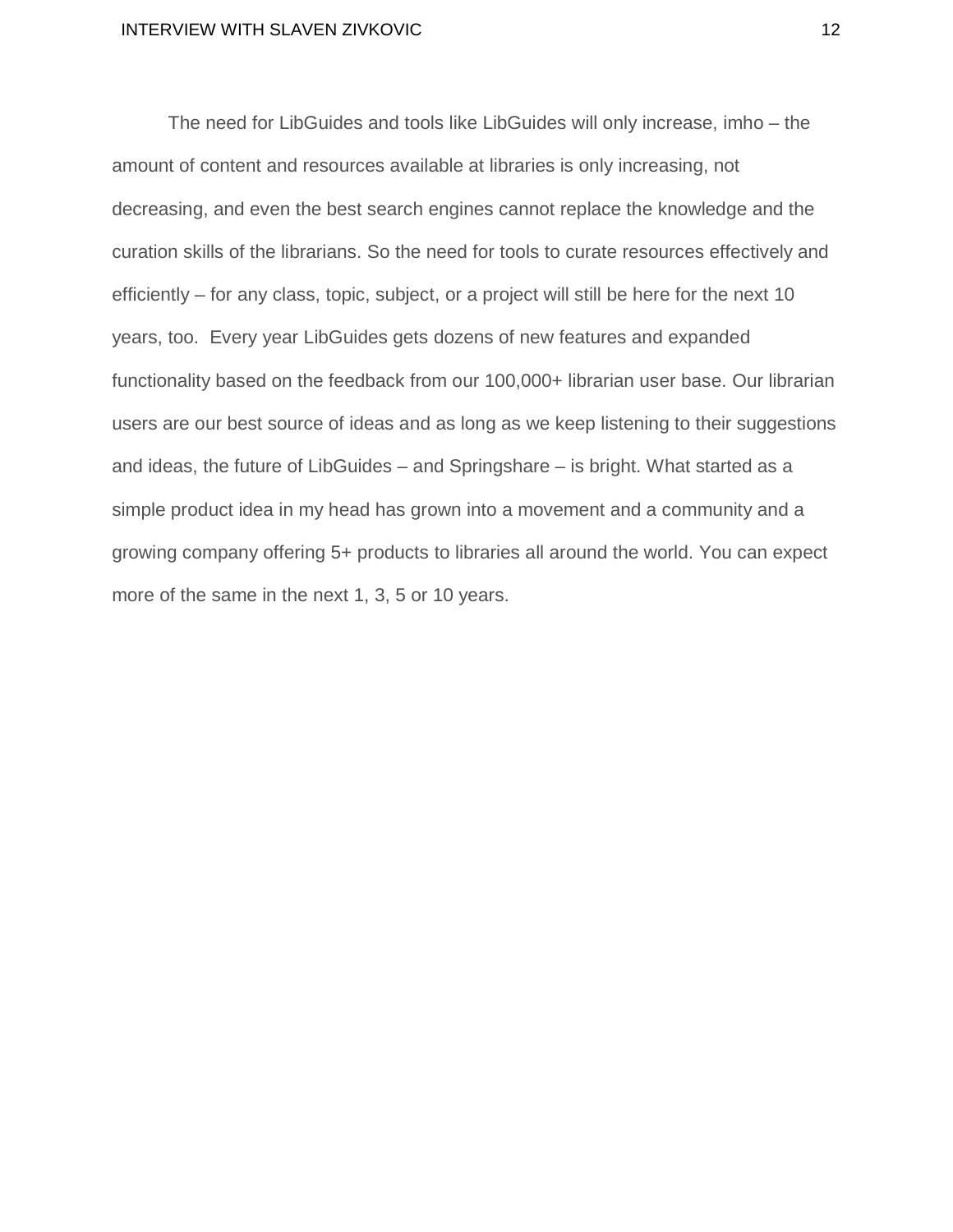The need for LibGuides and tools like LibGuides will only increase, imho – the amount of content and resources available at libraries is only increasing, not decreasing, and even the best search engines cannot replace the knowledge and the curation skills of the librarians. So the need for tools to curate resources effectively and efficiently – for any class, topic, subject, or a project will still be here for the next 10 years, too. Every year LibGuides gets dozens of new features and expanded functionality based on the feedback from our 100,000+ librarian user base. Our librarian users are our best source of ideas and as long as we keep listening to their suggestions and ideas, the future of LibGuides – and Springshare – is bright. What started as a simple product idea in my head has grown into a movement and a community and a growing company offering 5+ products to libraries all around the world. You can expect more of the same in the next 1, 3, 5 or 10 years.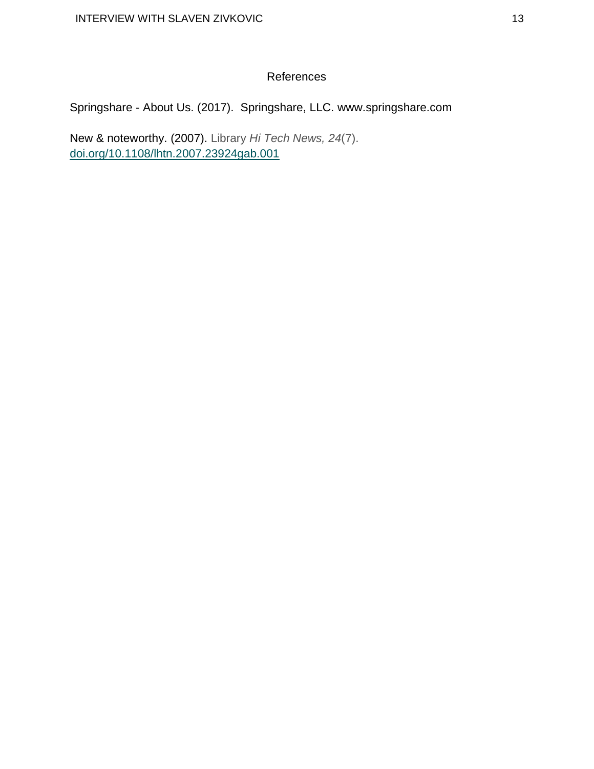# References

Springshare - About Us. (2017). Springshare, LLC. www.springshare.com

New & noteworthy. (2007). Library *Hi Tech News, 24*(7). doi.org/10.1108/lhtn.2007.23924gab.001